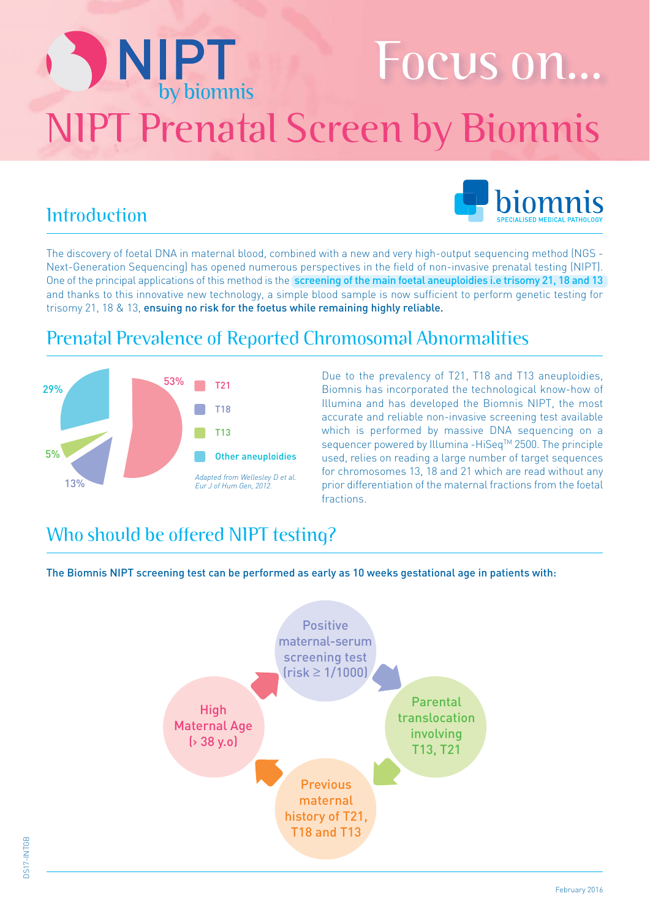# NIPT by biomnis

# Focus on...

# NIPT Prenatal Screen by Biomnis

biomnis
SPECIALISED MEDICAL PATHOLOGY

## Introduction

The discovery of foetal DNA in maternal blood, combined with a new and very high-output sequencing method (NGS - Next-Generation Sequencing) has opened numerous perspectives in the field of non-invasive prenatal testing (NIPT). One of the principal applications of this method is the **screening of the main foetal aneuploidies i.e trisomy 21, 18 and 13** and thanks to this innovative new technology, a simple blood sample is now sufficient to perform genetic testing for trisomy 21, 18 & 13, **ensuing no risk for the foetus while remaining highly reliable.**

## Prenatal Prevalence of Reported Chromosomal Abnormalities

- T21: 53%
- T18: 13%
- T13: 5%
- Other aneuploidies: 29%

*Adapted from Wellesley D et al. Eur J of Hum Gen, 2012.*

Due to the prevalency of T21, T18 and T13 aneuploidies, Biomnis has incorporated the technological know-how of Illumina and has developed the Biomnis NIPT, the most accurate and reliable non-invasive screening test available which is performed by massive DNA sequencing on a sequencer powered by Illumina -HiSeq™ 2500. The principle used, relies on reading a large number of target sequences for chromosomes 13, 18 and 21 which are read without any prior differentiation of the maternal fractions from the foetal fractions.

## Who should be offered NIPT testing?

**The Biomnis NIPT screening test can be performed as early as 10 weeks gestational age in patients with:**

- Positive maternal-serum screening test (risk ≥ 1/1000)
- Parental translocation involving T13, T21
- Previous maternal history of T21, T18 and T13
- High Maternal Age (> 38 y.o)

DS17-INTGB

February 2016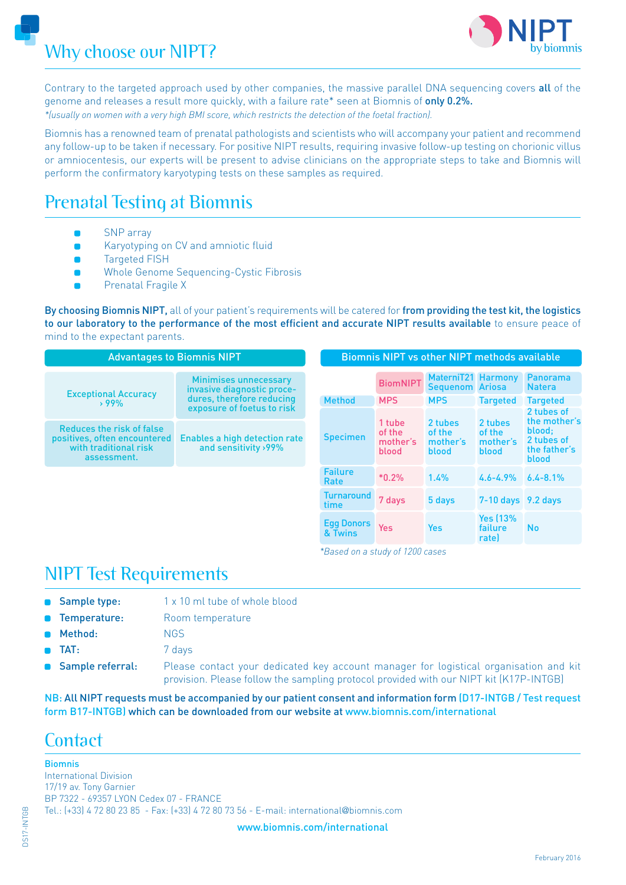# Why choose our NIPT?

Contrary to the targeted approach used by other companies, the massive parallel DNA sequencing covers **all** of the genome and releases a result more quickly, with a failure rate* seen at Biomnis of **only 0.2%.**
*\*(usually on women with a very high BMI score, which restricts the detection of the foetal fraction).*

Biomnis has a renowned team of prenatal pathologists and scientists who will accompany your patient and recommend any follow-up to be taken if necessary. For positive NIPT results, requiring invasive follow-up testing on chorionic villus or amniocentesis, our experts will be present to advise clinicians on the appropriate steps to take and Biomnis will perform the confirmatory karyotyping tests on these samples as required.

## Prenatal Testing at Biomnis

- SNP array
- Karyotyping on CV and amniotic fluid
- Targeted FISH
- Whole Genome Sequencing-Cystic Fibrosis
- Prenatal Fragile X

**By choosing Biomnis NIPT,** all of your patient's requirements will be catered for **from providing the test kit, the logistics to our laboratory to the performance of the most efficient and accurate NIPT results available** to ensure peace of mind to the expectant parents.

**Advantages to Biomnis NIPT**

| | |
|---|---|
| Exceptional Accuracy › 99% | Minimises unnecessary invasive diagnostic procedures, therefore reducing exposure of foetus to risk |
| Reduces the risk of false positives, often encountered with traditional risk assessment. | Enables a high detection rate and sensitivity ›99% |

**Biomnis NIPT vs other NIPT methods available**

| | BiomNIPT | MaterniT21 Sequenom | Harmony Ariosa | Panorama Natera |
|---|---|---|---|---|
| Method | MPS | MPS | Targeted | Targeted |
| Specimen | 1 tube of the mother's blood | 2 tubes of the mother's blood | 2 tubes of the mother's blood | 2 tubes of the mother's blood; 2 tubes of the father's blood |
| Failure Rate | *0.2% | 1.4% | 4.6-4.9% | 6.4-8.1% |
| Turnaround time | 7 days | 5 days | 7-10 days | 9.2 days |
| Egg Donors & Twins | Yes | Yes | Yes (13% failure rate) | No |

*\*Based on a study of 1200 cases*

## NIPT Test Requirements

- **Sample type:** 1 x 10 ml tube of whole blood
- **Temperature:** Room temperature
- **Method:** NGS
- **TAT:** 7 days
- **Sample referral:** Please contact your dedicated key account manager for logistical organisation and kit provision. Please follow the sampling protocol provided with our NIPT kit (K17P-INTGB)

NB: **All NIPT requests must be accompanied by our patient consent and information form** (D17-INTGB / Test request form B17-INTGB) **which can be downloaded from our website at** www.biomnis.com/international

## Contact

**Biomnis**
International Division
17/19 av. Tony Garnier
BP 7322 - 69357 LYON Cedex 07 - FRANCE
Tel.: (+33) 4 72 80 23 85 - Fax: (+33) 4 72 80 73 56 - E-mail: international@biomnis.com

www.biomnis.com/international

DS17-INTGB

February 2016